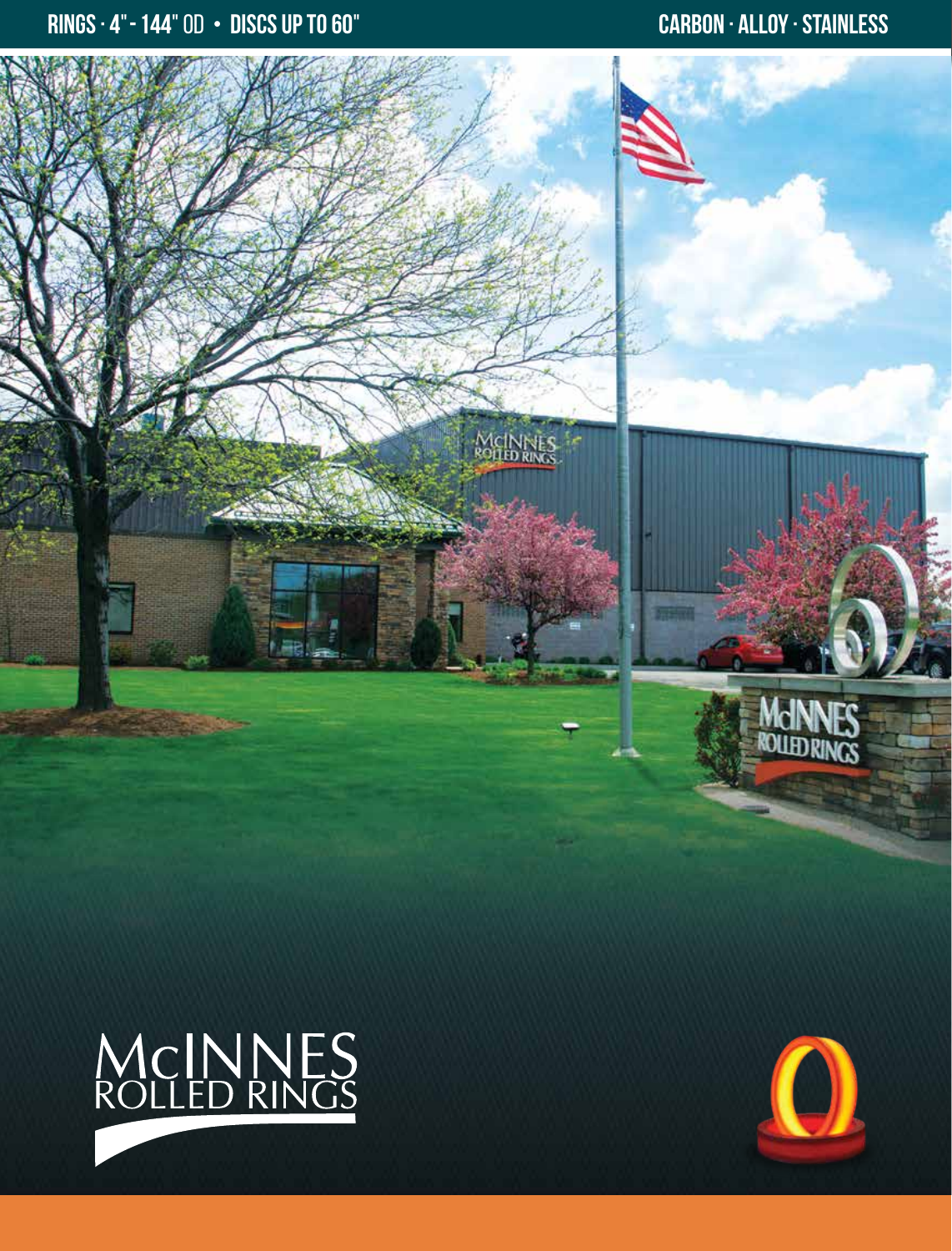RINGS · 4" - 144" OD • DISCS UP TO 60"

CARBON · ALLOY · STAINLESS

# McINNES ROLLED RINGS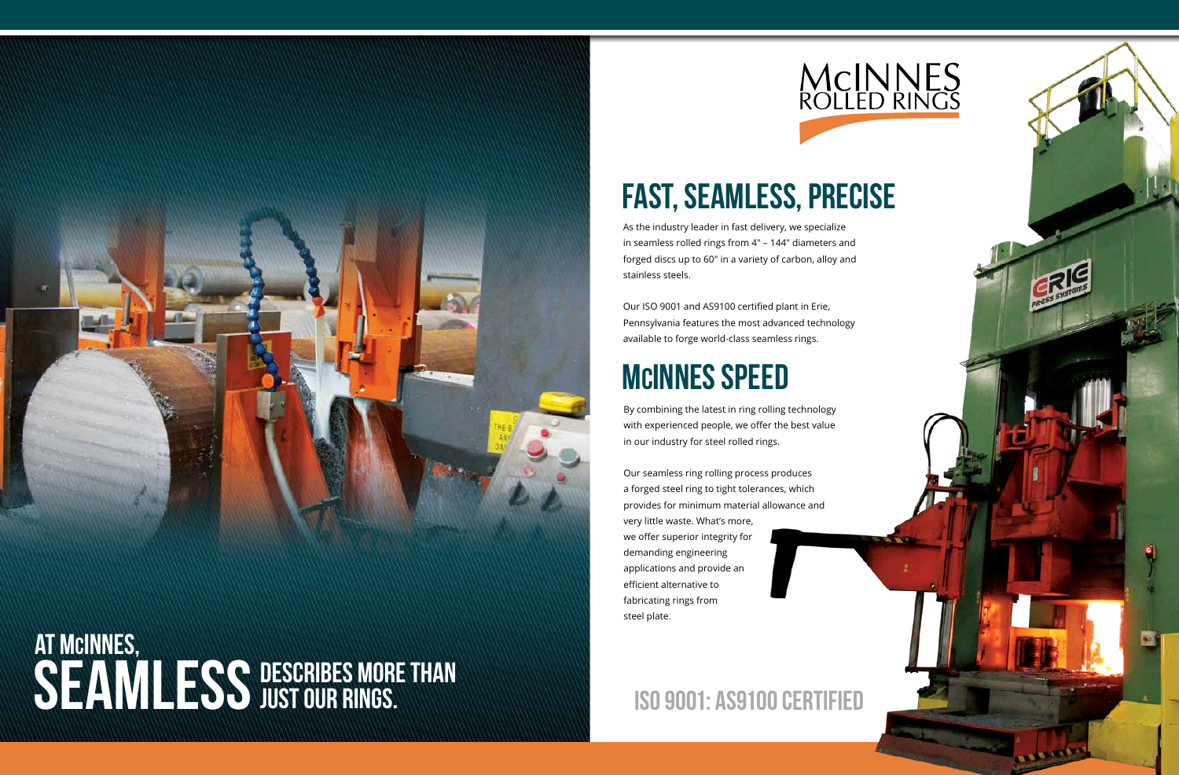# AT McINNES, SEAMLESS DESCRIBES MORE THAN JUST OUR RINGS.

McINNES ROLLED RINGS

## FAST, SEAMLESS, PRECISE

As the industry leader in fast delivery, we specialize in seamless rolled rings from 4" – 144" diameters and forged discs up to 60" in a variety of carbon, alloy and stainless steels.

Our ISO 9001 and AS9100 certified plant in Erie, Pennsylvania features the most advanced technology available to forge world-class seamless rings.

## McINNES SPEED

By combining the latest in ring rolling technology with experienced people, we offer the best value in our industry for steel rolled rings.

Our seamless ring rolling process produces a forged steel ring to tight tolerances, which provides for minimum material allowance and very little waste. What's more, we offer superior integrity for demanding engineering applications and provide an efficient alternative to fabricating rings from steel plate.

## ISO 9001: AS9100 CERTIFIED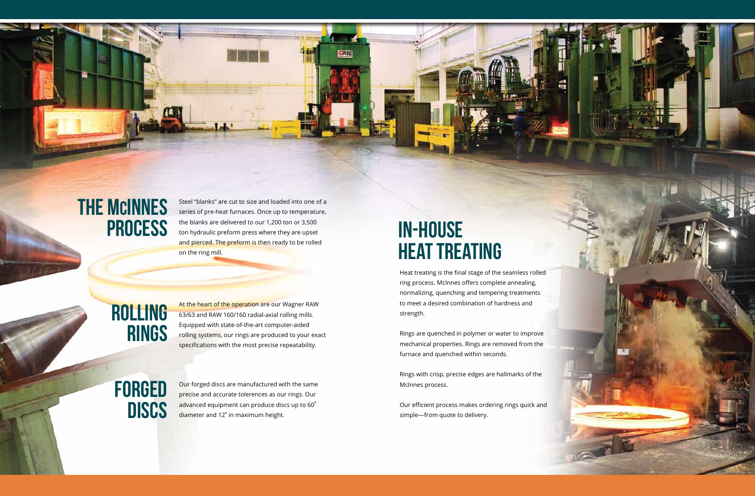## THE McINNES PROCESS

Steel "blanks" are cut to size and loaded into one of a series of pre-heat furnaces. Once up to temperature, the blanks are delivered to our 1,200 ton or 3,500 ton hydraulic preform press where they are upset and pierced. The preform is then ready to be rolled on the ring mill.

## ROLLING RINGS

At the heart of the operation are our Wagner RAW 63/63 and RAW 160/160 radial-axial rolling mills. Equipped with state-of-the-art computer-aided rolling systems, our rings are produced to your exact specifications with the most precise repeatability.

## FORGED DISCS

Our forged discs are manufactured with the same precise and accurate tolerences as our rings. Our advanced equipment can produce discs up to 60" diameter and 12" in maximum height.

## IN-HOUSE HEAT TREATING

Heat treating is the final stage of the seamless rolled ring process. McInnes offers complete annealing, normalizing, quenching and tempering treatments to meet a desired combination of hardness and strength.

Rings are quenched in polymer or water to improve mechanical properties. Rings are removed from the furnace and quenched within seconds.

Rings with crisp, precise edges are hallmarks of the McInnes process.

Our efficient process makes ordering rings quick and simple—from quote to delivery.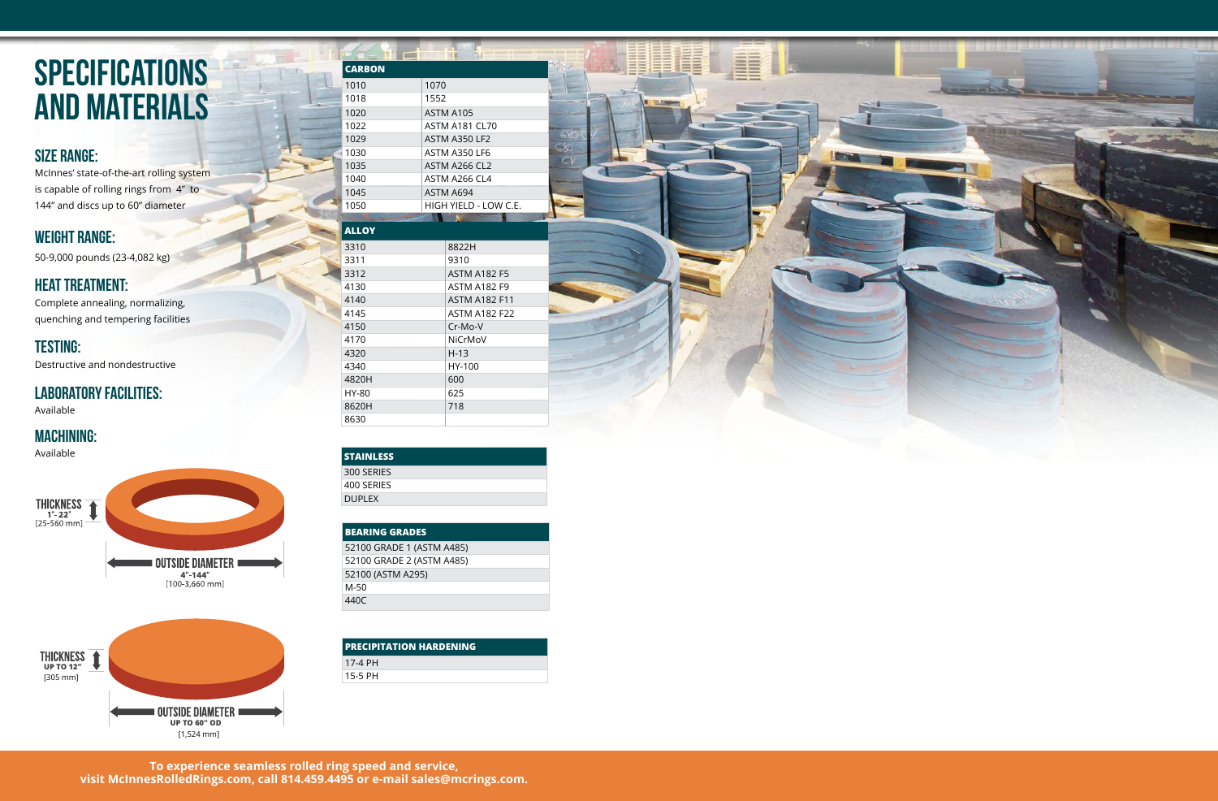# SPECIFICATIONS AND MATERIALS

## SIZE RANGE:

McInnes' state-of-the-art rolling system is capable of rolling rings from 4" to 144" and discs up to 60" diameter

## WEIGHT RANGE:

50-9,000 pounds (23-4,082 kg)

## HEAT TREATMENT:

Complete annealing, normalizing, quenching and tempering facilities

## TESTING:

Destructive and nondestructive

## LABORATORY FACILITIES:

Available

## MACHINING:

Available

THICKNESS 1"- 22" [25-560 mm]

OUTSIDE DIAMETER 4"-144" [100-3,660 mm]

THICKNESS UP TO 12" [305 mm]

OUTSIDE DIAMETER UP TO 60" OD [1,524 mm]

| CARBON | |
|---|---|
| 1010 | 1070 |
| 1018 | 1552 |
| 1020 | ASTM A105 |
| 1022 | ASTM A181 CL70 |
| 1029 | ASTM A350 LF2 |
| 1030 | ASTM A350 LF6 |
| 1035 | ASTM A266 CL2 |
| 1040 | ASTM A266 CL4 |
| 1045 | ASTM A694 |
| 1050 | HIGH YIELD - LOW C.E. |

| ALLOY | |
|---|---|
| 3310 | 8822H |
| 3311 | 9310 |
| 3312 | ASTM A182 F5 |
| 4130 | ASTM A182 F9 |
| 4140 | ASTM A182 F11 |
| 4145 | ASTM A182 F22 |
| 4150 | Cr-Mo-V |
| 4170 | NiCrMoV |
| 4320 | H-13 |
| 4340 | HY-100 |
| 4820H | 600 |
| HY-80 | 625 |
| 8620H | 718 |
| 8630 | |

| STAINLESS |
|---|
| 300 SERIES |
| 400 SERIES |
| DUPLEX |

| BEARING GRADES |
|---|
| 52100 GRADE 1 (ASTM A485) |
| 52100 GRADE 2 (ASTM A485) |
| 52100 (ASTM A295) |
| M-50 |
| 440C |

| PRECIPITATION HARDENING |
|---|
| 17-4 PH |
| 15-5 PH |

**To experience seamless rolled ring speed and service, visit McInnesRolledRings.com, call 814.459.4495 or e-mail sales@mcrings.com.**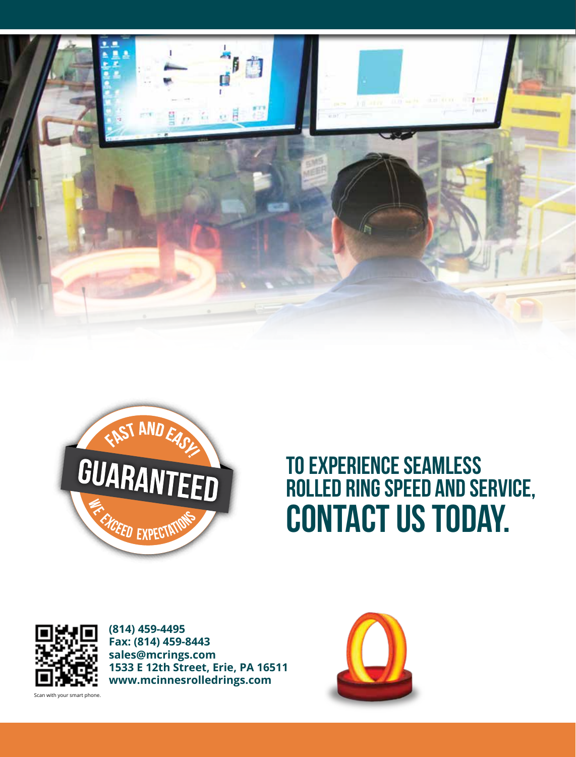FAST AND EASY!

GUARANTEED

WE EXCEED EXPECTATIONS

## TO EXPERIENCE SEAMLESS ROLLED RING SPEED AND SERVICE,

# CONTACT US TODAY.

Scan with your smart phone.

**(814) 459-4495**
**Fax: (814) 459-8443**
**sales@mcrings.com**
**1533 E 12th Street, Erie, PA 16511**
**www.mcinnesrolledrings.com**